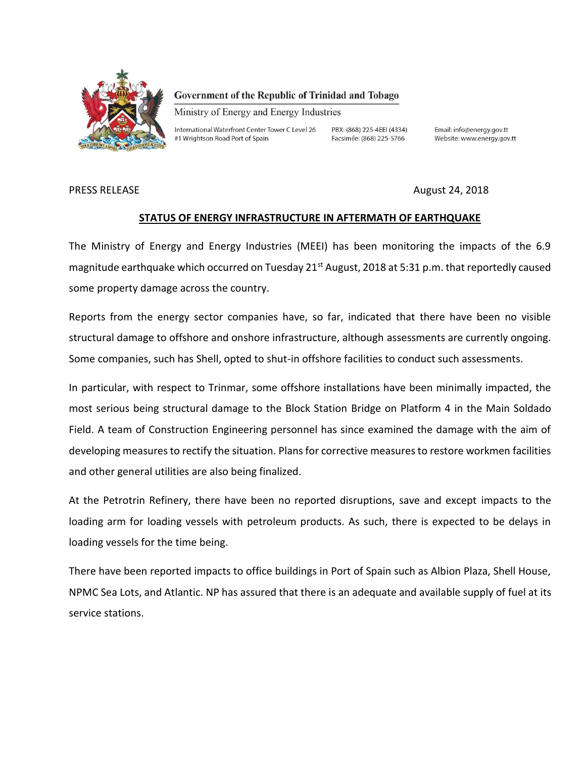Government of the Republic of Trinidad and Tobago

Ministry of Energy and Energy Industries

International Waterfront Center Tower C Level 26
#1 Wrightson Road Port of Spain

PBX: (868) 225-4EEI (4334)
Facsimile: (868) 225-5766

Email: info@energy.gov.tt
Website: www.energy.gov.tt

PRESS RELEASE

August 24, 2018

## STATUS OF ENERGY INFRASTRUCTURE IN AFTERMATH OF EARTHQUAKE

The Ministry of Energy and Energy Industries (MEEI) has been monitoring the impacts of the 6.9 magnitude earthquake which occurred on Tuesday 21st August, 2018 at 5:31 p.m. that reportedly caused some property damage across the country.

Reports from the energy sector companies have, so far, indicated that there have been no visible structural damage to offshore and onshore infrastructure, although assessments are currently ongoing. Some companies, such has Shell, opted to shut-in offshore facilities to conduct such assessments.

In particular, with respect to Trinmar, some offshore installations have been minimally impacted, the most serious being structural damage to the Block Station Bridge on Platform 4 in the Main Soldado Field. A team of Construction Engineering personnel has since examined the damage with the aim of developing measures to rectify the situation. Plans for corrective measures to restore workmen facilities and other general utilities are also being finalized.

At the Petrotrin Refinery, there have been no reported disruptions, save and except impacts to the loading arm for loading vessels with petroleum products. As such, there is expected to be delays in loading vessels for the time being.

There have been reported impacts to office buildings in Port of Spain such as Albion Plaza, Shell House, NPMC Sea Lots, and Atlantic. NP has assured that there is an adequate and available supply of fuel at its service stations.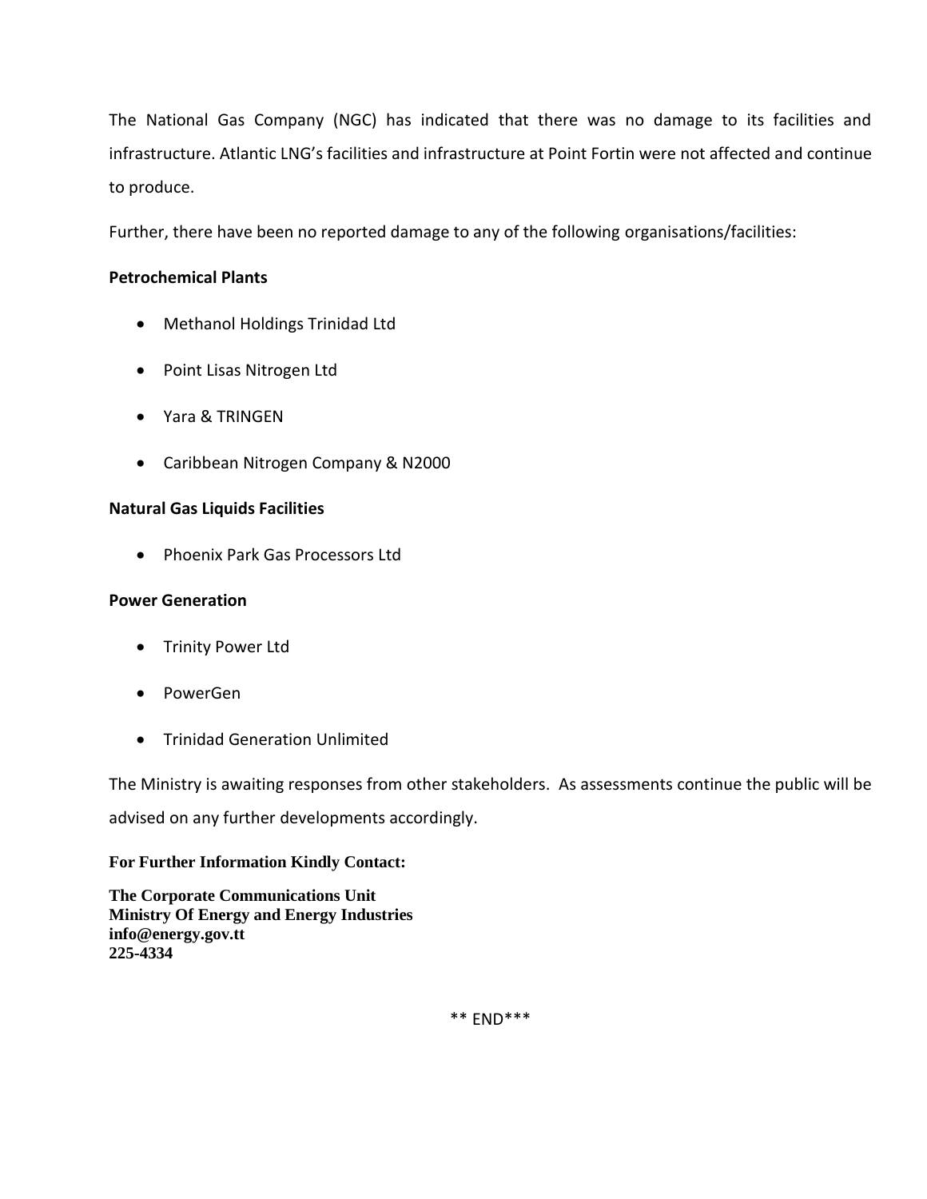The National Gas Company (NGC) has indicated that there was no damage to its facilities and infrastructure. Atlantic LNG's facilities and infrastructure at Point Fortin were not affected and continue to produce.

Further, there have been no reported damage to any of the following organisations/facilities:

**Petrochemical Plants**

- Methanol Holdings Trinidad Ltd
- Point Lisas Nitrogen Ltd
- Yara & TRINGEN
- Caribbean Nitrogen Company & N2000

**Natural Gas Liquids Facilities**

- Phoenix Park Gas Processors Ltd

**Power Generation**

- Trinity Power Ltd
- PowerGen
- Trinidad Generation Unlimited

The Ministry is awaiting responses from other stakeholders. As assessments continue the public will be advised on any further developments accordingly.

**For Further Information Kindly Contact:**

**The Corporate Communications Unit**
**Ministry Of Energy and Energy Industries**
**info@energy.gov.tt**
**225-4334**

** END***